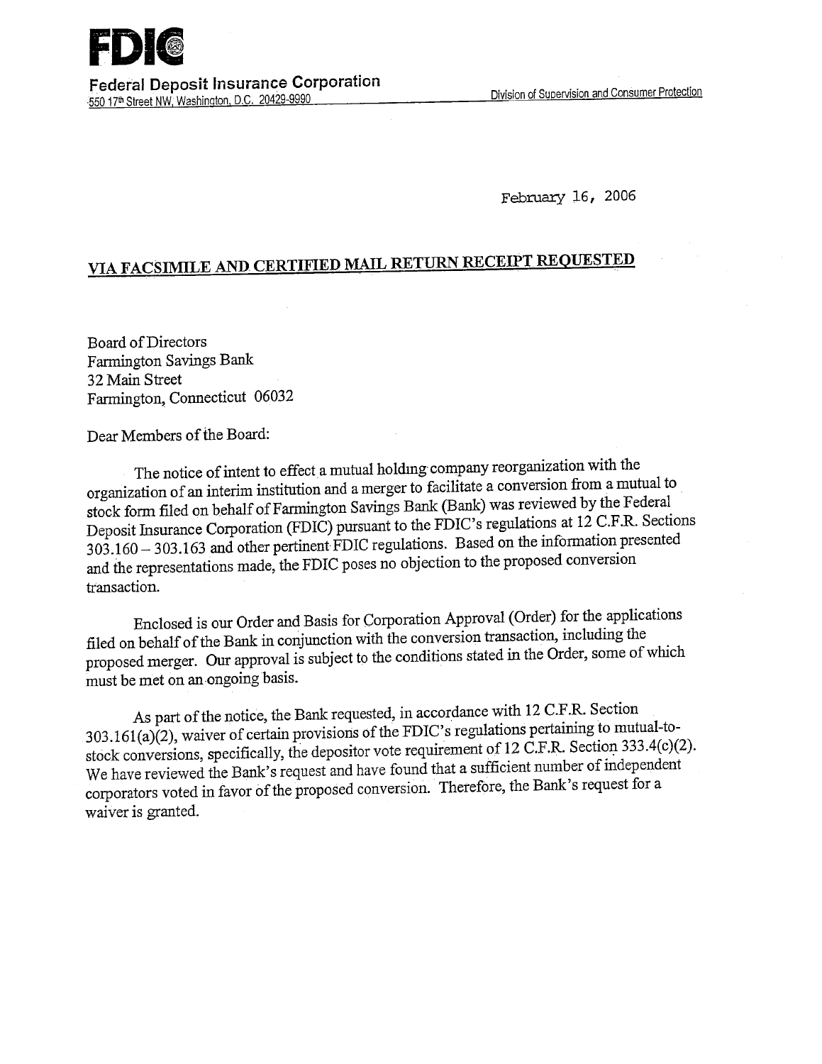**FDIC**

**Federal Deposit Insurance Corporation**
550 17th Street NW, Washington, D.C. 20429-9990

Division of Supervision and Consumer Protection

February 16, 2006

**VIA FACSIMILE AND CERTIFIED MAIL RETURN RECEIPT REQUESTED**

Board of Directors
Farmington Savings Bank
32 Main Street
Farmington, Connecticut 06032

Dear Members of the Board:

The notice of intent to effect a mutual holding company reorganization with the organization of an interim institution and a merger to facilitate a conversion from a mutual to stock form filed on behalf of Farmington Savings Bank (Bank) was reviewed by the Federal Deposit Insurance Corporation (FDIC) pursuant to the FDIC's regulations at 12 C.F.R. Sections 303.160 – 303.163 and other pertinent FDIC regulations. Based on the information presented and the representations made, the FDIC poses no objection to the proposed conversion transaction.

Enclosed is our Order and Basis for Corporation Approval (Order) for the applications filed on behalf of the Bank in conjunction with the conversion transaction, including the proposed merger. Our approval is subject to the conditions stated in the Order, some of which must be met on an ongoing basis.

As part of the notice, the Bank requested, in accordance with 12 C.F.R. Section 303.161(a)(2), waiver of certain provisions of the FDIC's regulations pertaining to mutual-to-stock conversions, specifically, the depositor vote requirement of 12 C.F.R. Section 333.4(c)(2). We have reviewed the Bank's request and have found that a sufficient number of independent corporators voted in favor of the proposed conversion. Therefore, the Bank's request for a waiver is granted.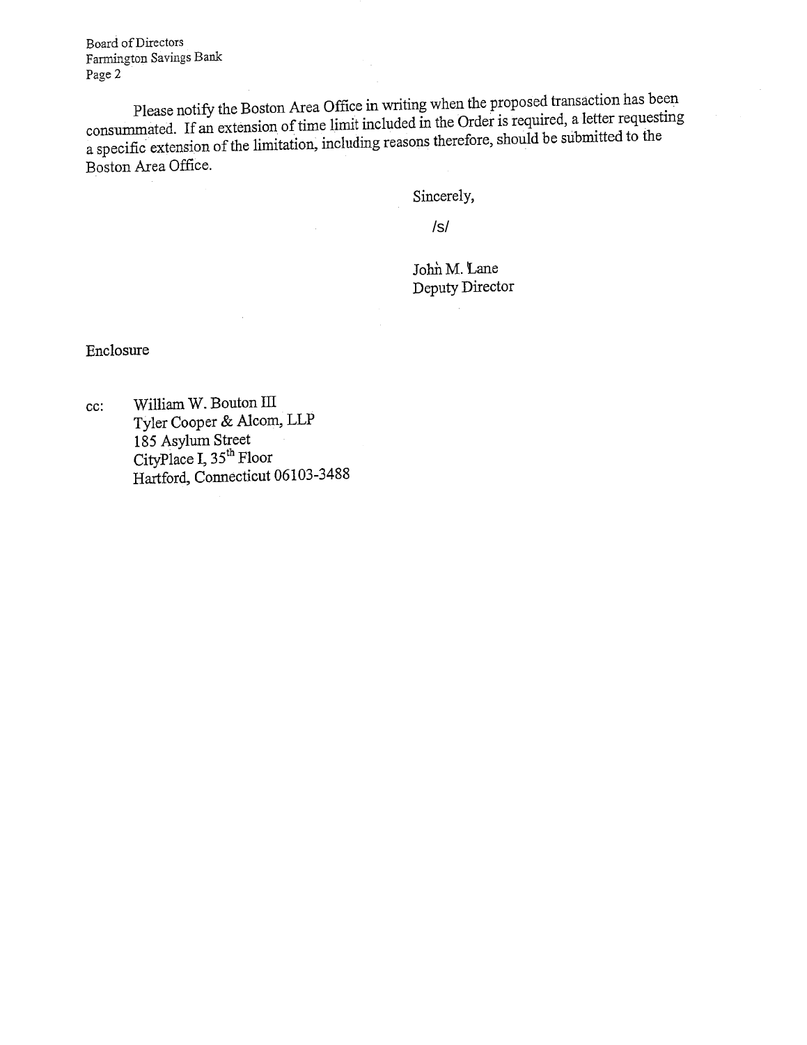Please notify the Boston Area Office in writing when the proposed transaction has been consummated. If an extension of time limit included in the Order is required, a letter requesting a specific extension of the limitation, including reasons therefore, should be submitted to the Boston Area Office.

Sincerely,

/s/

John M. Lane
Deputy Director

Enclosure

cc: William W. Bouton III
Tyler Cooper & Alcorn, LLP
185 Asylum Street
CityPlace I, 35th Floor
Hartford, Connecticut 06103-3488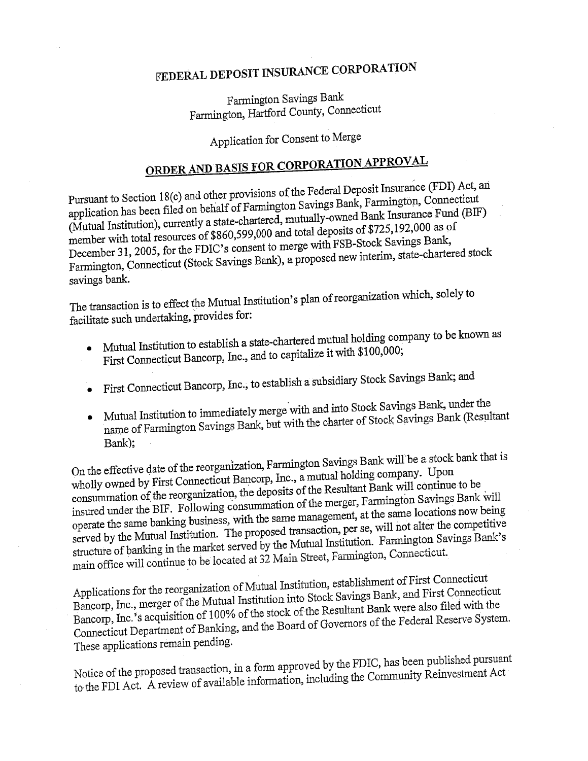# FEDERAL DEPOSIT INSURANCE CORPORATION

Farmington Savings Bank
Farmington, Hartford County, Connecticut

Application for Consent to Merge

## ORDER AND BASIS FOR CORPORATION APPROVAL

Pursuant to Section 18(c) and other provisions of the Federal Deposit Insurance (FDI) Act, an application has been filed on behalf of Farmington Savings Bank, Farmington, Connecticut (Mutual Institution), currently a state-chartered, mutually-owned Bank Insurance Fund (BIF) member with total resources of $860,599,000 and total deposits of $725,192,000 as of December 31, 2005, for the FDIC's consent to merge with FSB-Stock Savings Bank, Farmington, Connecticut (Stock Savings Bank), a proposed new interim, state-chartered stock savings bank.

The transaction is to effect the Mutual Institution's plan of reorganization which, solely to facilitate such undertaking, provides for:

- Mutual Institution to establish a state-chartered mutual holding company to be known as First Connecticut Bancorp, Inc., and to capitalize it with $100,000;
- First Connecticut Bancorp, Inc., to establish a subsidiary Stock Savings Bank; and
- Mutual Institution to immediately merge with and into Stock Savings Bank, under the name of Farmington Savings Bank, but with the charter of Stock Savings Bank (Resultant Bank);

On the effective date of the reorganization, Farmington Savings Bank will be a stock bank that is wholly owned by First Connecticut Bancorp, Inc., a mutual holding company. Upon consummation of the reorganization, the deposits of the Resultant Bank will continue to be insured under the BIF. Following consummation of the merger, Farmington Savings Bank will operate the same banking business, with the same management, at the same locations now being served by the Mutual Institution. The proposed transaction, per se, will not alter the competitive structure of banking in the market served by the Mutual Institution. Farmington Savings Bank's main office will continue to be located at 32 Main Street, Farmington, Connecticut.

Applications for the reorganization of Mutual Institution, establishment of First Connecticut Bancorp, Inc., merger of the Mutual Institution into Stock Savings Bank, and First Connecticut Bancorp, Inc.'s acquisition of 100% of the stock of the Resultant Bank were also filed with the Connecticut Department of Banking, and the Board of Governors of the Federal Reserve System. These applications remain pending.

Notice of the proposed transaction, in a form approved by the FDIC, has been published pursuant to the FDI Act. A review of available information, including the Community Reinvestment Act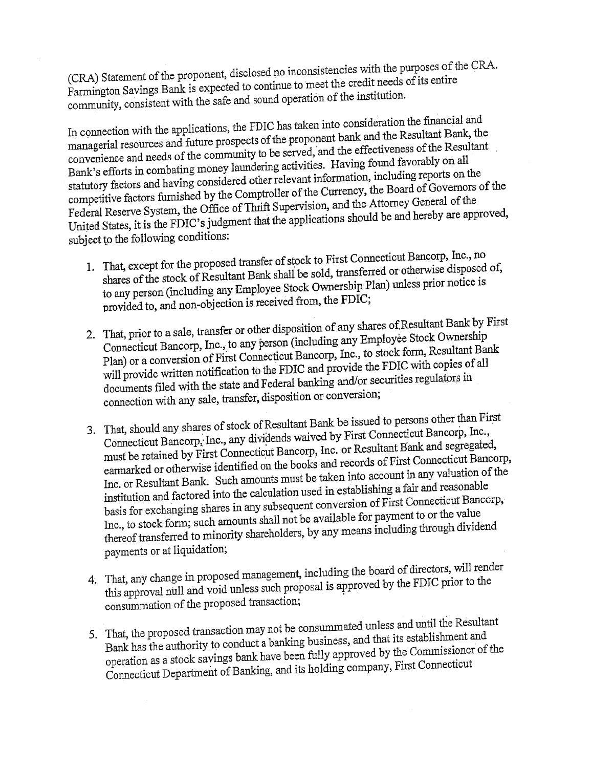(CRA) Statement of the proponent, disclosed no inconsistencies with the purposes of the CRA. Farmington Savings Bank is expected to continue to meet the credit needs of its entire community, consistent with the safe and sound operation of the institution.

In connection with the applications, the FDIC has taken into consideration the financial and managerial resources and future prospects of the proponent bank and the Resultant Bank, the convenience and needs of the community to be served, and the effectiveness of the Resultant Bank's efforts in combating money laundering activities. Having found favorably on all statutory factors and having considered other relevant information, including reports on the competitive factors furnished by the Comptroller of the Currency, the Board of Governors of the Federal Reserve System, the Office of Thrift Supervision, and the Attorney General of the United States, it is the FDIC's judgment that the applications should be and hereby are approved, subject to the following conditions:

1. That, except for the proposed transfer of stock to First Connecticut Bancorp, Inc., no shares of the stock of Resultant Bank shall be sold, transferred or otherwise disposed of, to any person (including any Employee Stock Ownership Plan) unless prior notice is provided to, and non-objection is received from, the FDIC;

2. That, prior to a sale, transfer or other disposition of any shares of Resultant Bank by First Connecticut Bancorp, Inc., to any person (including any Employee Stock Ownership Plan) or a conversion of First Connecticut Bancorp, Inc., to stock form, Resultant Bank will provide written notification to the FDIC and provide the FDIC with copies of all documents filed with the state and Federal banking and/or securities regulators in connection with any sale, transfer, disposition or conversion;

3. That, should any shares of stock of Resultant Bank be issued to persons other than First Connecticut Bancorp, Inc., any dividends waived by First Connecticut Bancorp, Inc. must be retained by First Connecticut Bancorp, Inc. or Resultant Bank and segregated, earmarked or otherwise identified on the books and records of First Connecticut Bancorp, Inc. or Resultant Bank. Such amounts must be taken into account in any valuation of the institution and factored into the calculation used in establishing a fair and reasonable basis for exchanging shares in any subsequent conversion of First Connecticut Bancorp, Inc., to stock form; such amounts shall not be available for payment to or the value thereof transferred to minority shareholders, by any means including through dividend payments or at liquidation;

4. That, any change in proposed management, including the board of directors, will render this approval null and void unless such proposal is approved by the FDIC prior to the consummation of the proposed transaction;

5. That, the proposed transaction may not be consummated unless and until the Resultant Bank has the authority to conduct a banking business, and that its establishment and operation as a stock savings bank have been fully approved by the Commissioner of the Connecticut Department of Banking, and its holding company, First Connecticut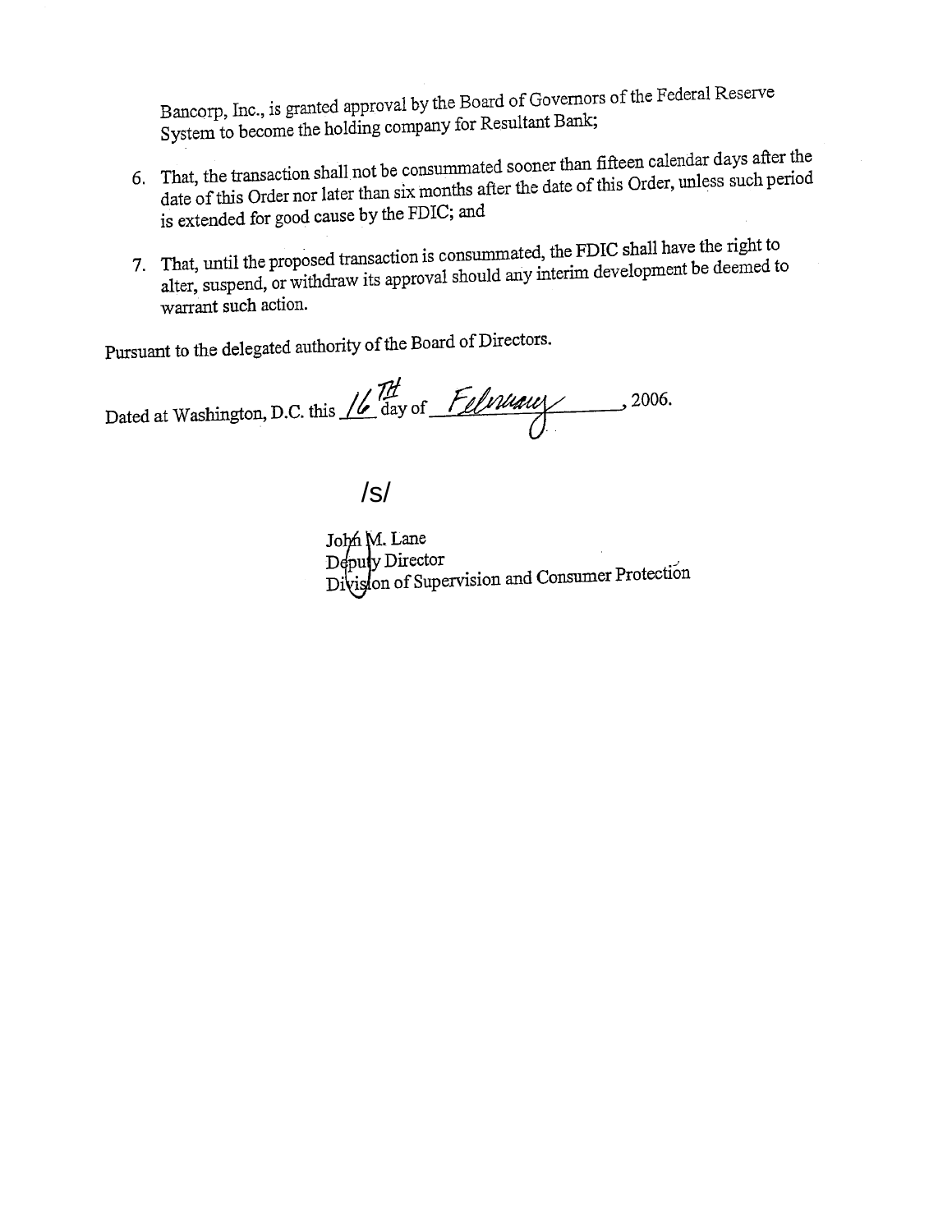Bancorp, Inc., is granted approval by the Board of Governors of the Federal Reserve System to become the holding company for Resultant Bank;

6. That, the transaction shall not be consummated sooner than fifteen calendar days after the date of this Order nor later than six months after the date of this Order, unless such period is extended for good cause by the FDIC; and

7. That, until the proposed transaction is consummated, the FDIC shall have the right to alter, suspend, or withdraw its approval should any interim development be deemed to warrant such action.

Pursuant to the delegated authority of the Board of Directors.

Dated at Washington, D.C. this 16TH day of February, 2006.

/s/

John M. Lane  
Deputy Director  
Division of Supervision and Consumer Protection